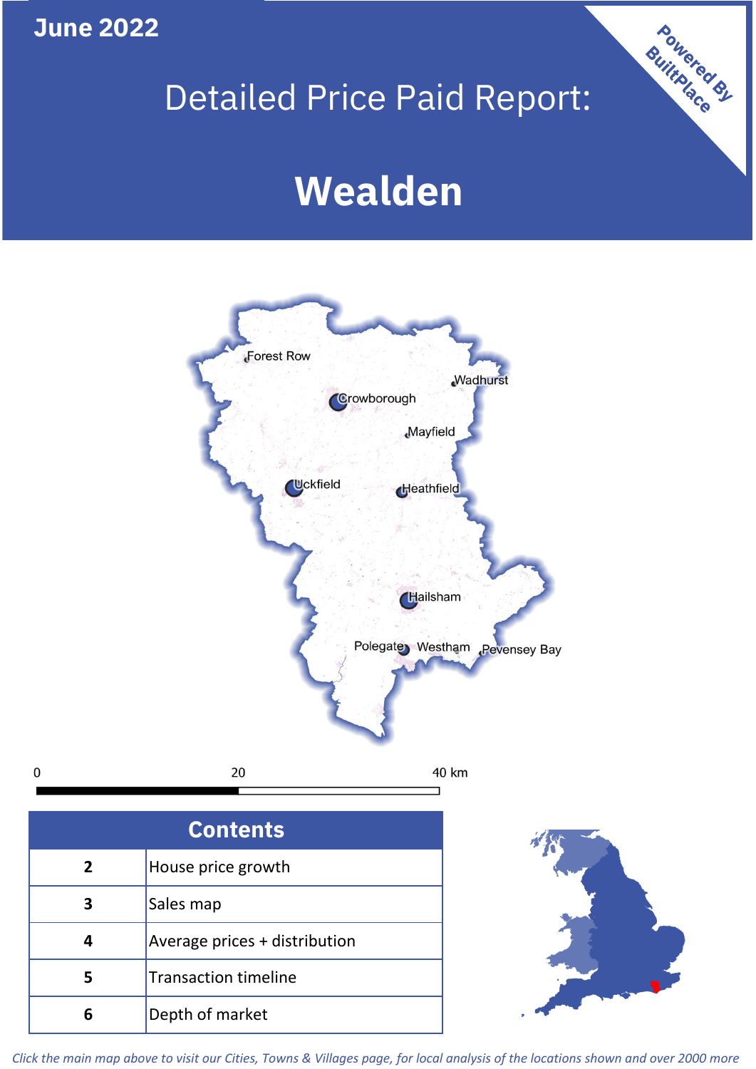June 2022

# Detailed Price Paid Report:

# Wealden

Powered By BuiltPlace

Forest Row
Wadhurst
Crowborough
Mayfield
Uckfield
Heathfield
Hailsham
Polegate
Westham
Pevensey Bay

0 20 40 km

| Contents | |
|---|---|
| 2 | House price growth |
| 3 | Sales map |
| 4 | Average prices + distribution |
| 5 | Transaction timeline |
| 6 | Depth of market |

*Click the main map above to visit our Cities, Towns & Villages page, for local analysis of the locations shown and over 2000 more*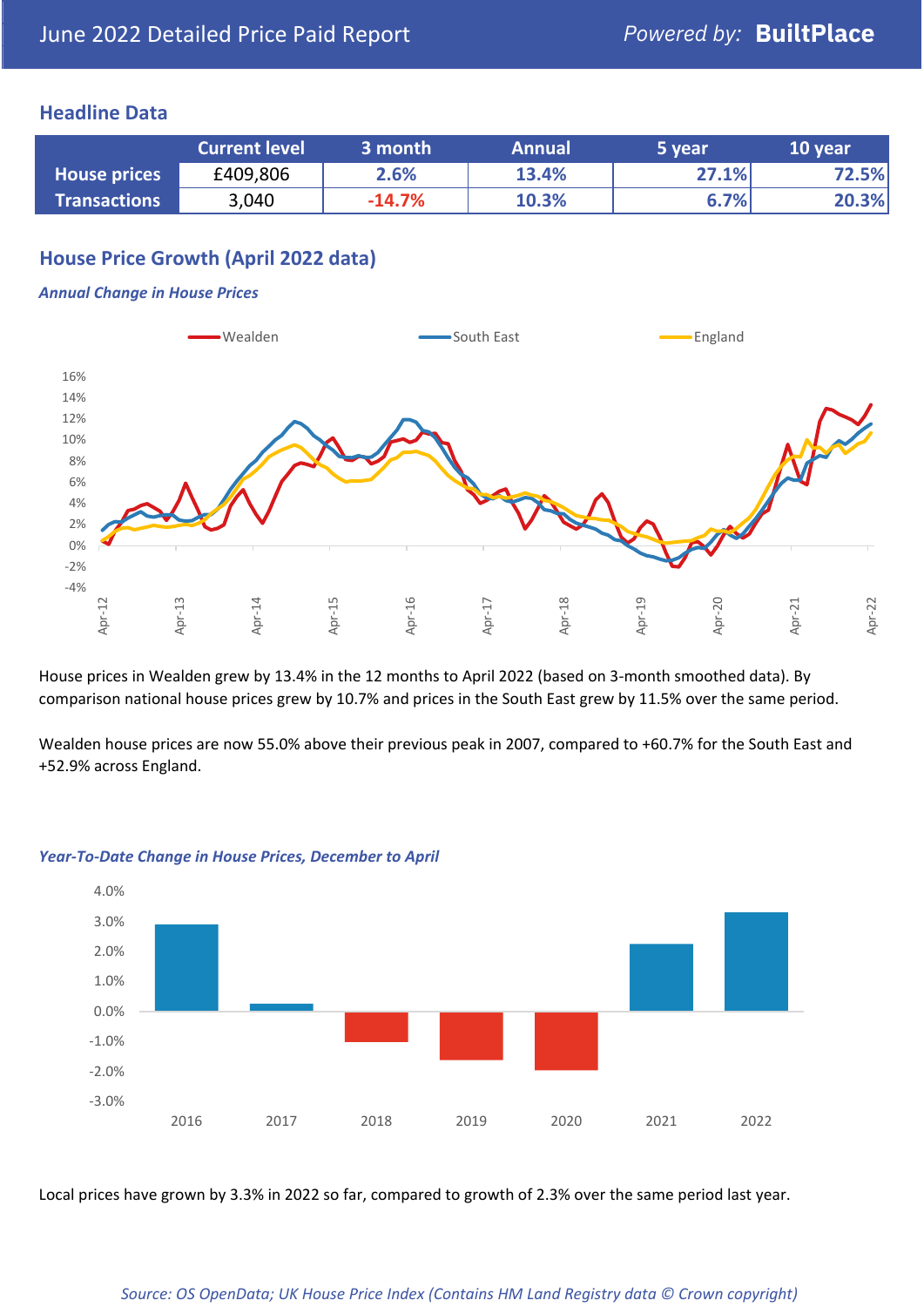June 2022 Detailed Price Paid Report — Powered by: **BuiltPlace**

## Headline Data

| | Current level | 3 month | Annual | 5 year | 10 year |
|---|---|---|---|---|---|
| **House prices** | £409,806 | 2.6% | 13.4% | 27.1% | 72.5% |
| **Transactions** | 3,040 | -14.7% | 10.3% | 6.7% | 20.3% |

## House Price Growth (April 2022 data)

### *Annual Change in House Prices*

House prices in Wealden grew by 13.4% in the 12 months to April 2022 (based on 3-month smoothed data). By comparison national house prices grew by 10.7% and prices in the South East grew by 11.5% over the same period.

Wealden house prices are now 55.0% above their previous peak in 2007, compared to +60.7% for the South East and +52.9% across England.

### *Year-To-Date Change in House Prices, December to April*

Local prices have grown by 3.3% in 2022 so far, compared to growth of 2.3% over the same period last year.

*Source: OS OpenData; UK House Price Index (Contains HM Land Registry data © Crown copyright)*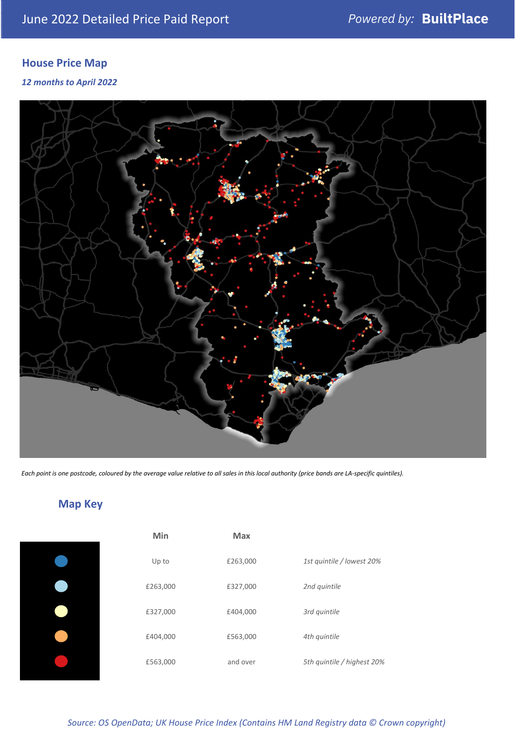# June 2022 Detailed Price Paid Report

*Powered by:* **BuiltPlace**

## House Price Map

***12 months to April 2022***

*Each point is one postcode, coloured by the average value relative to all sales in this local authority (price bands are LA-specific quintiles).*

## Map Key

| | Min | Max | |
|---|---|---|---|
| (dark blue) | Up to | £263,000 | *1st quintile / lowest 20%* |
| (light blue) | £263,000 | £327,000 | *2nd quintile* |
| (pale yellow) | £327,000 | £404,000 | *3rd quintile* |
| (orange) | £404,000 | £563,000 | *4th quintile* |
| (red) | £563,000 | and over | *5th quintile / highest 20%* |

*Source: OS OpenData; UK House Price Index (Contains HM Land Registry data © Crown copyright)*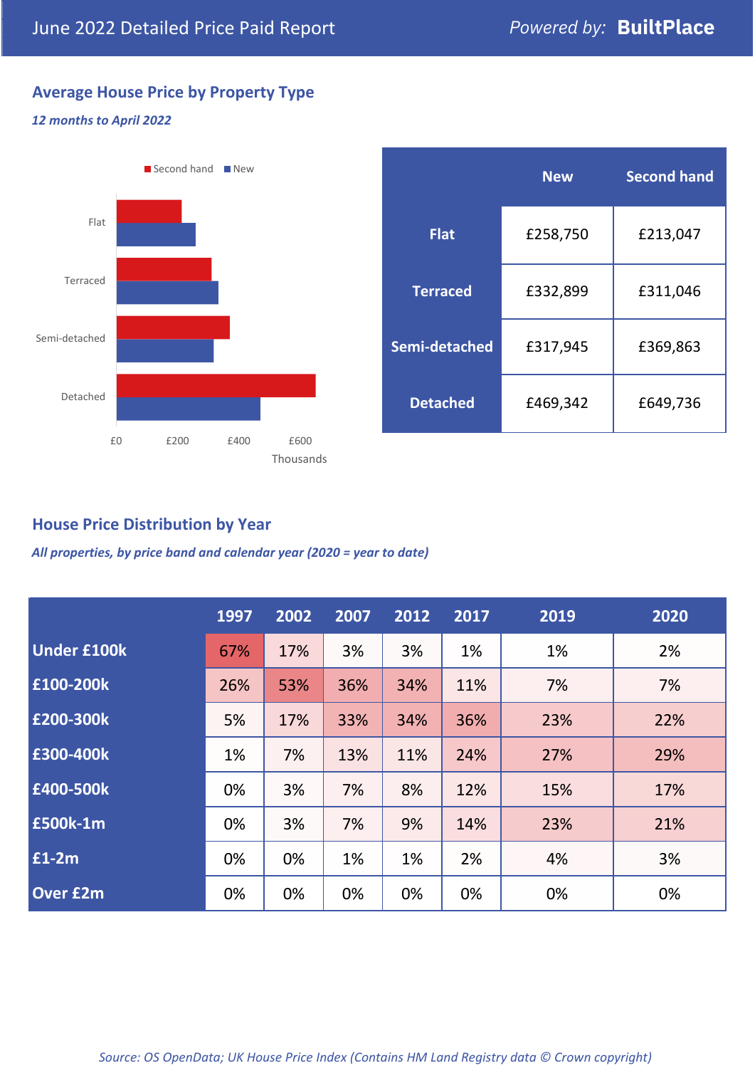June 2022 Detailed Price Paid Report

*Powered by:* **BuiltPlace**

## Average House Price by Property Type

***12 months to April 2022***

|  | New | Second hand |
|---|---|---|
| **Flat** | £258,750 | £213,047 |
| **Terraced** | £332,899 | £311,046 |
| **Semi-detached** | £317,945 | £369,863 |
| **Detached** | £469,342 | £649,736 |

## House Price Distribution by Year

***All properties, by price band and calendar year (2020 = year to date)***

|  | 1997 | 2002 | 2007 | 2012 | 2017 | 2019 | 2020 |
|---|---|---|---|---|---|---|---|
| **Under £100k** | 67% | 17% | 3% | 3% | 1% | 1% | 2% |
| **£100-200k** | 26% | 53% | 36% | 34% | 11% | 7% | 7% |
| **£200-300k** | 5% | 17% | 33% | 34% | 36% | 23% | 22% |
| **£300-400k** | 1% | 7% | 13% | 11% | 24% | 27% | 29% |
| **£400-500k** | 0% | 3% | 7% | 8% | 12% | 15% | 17% |
| **£500k-1m** | 0% | 3% | 7% | 9% | 14% | 23% | 21% |
| **£1-2m** | 0% | 0% | 1% | 1% | 2% | 4% | 3% |
| **Over £2m** | 0% | 0% | 0% | 0% | 0% | 0% | 0% |

*Source: OS OpenData; UK House Price Index (Contains HM Land Registry data © Crown copyright)*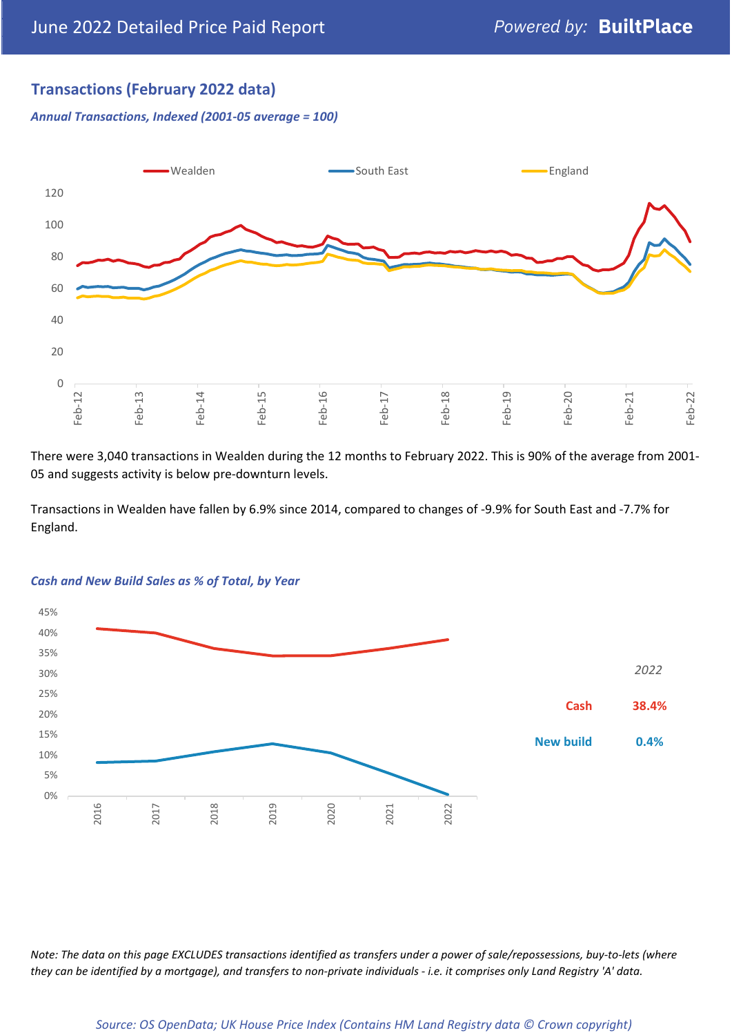## Transactions (February 2022 data)

*Annual Transactions, Indexed (2001-05 average = 100)*

There were 3,040 transactions in Wealden during the 12 months to February 2022. This is 90% of the average from 2001-05 and suggests activity is below pre-downturn levels.

Transactions in Wealden have fallen by 6.9% since 2014, compared to changes of -9.9% for South East and -7.7% for England.

*Cash and New Build Sales as % of Total, by Year*

| | 2022 |
|---|---|
| Cash | 38.4% |
| New build | 0.4% |

*Note: The data on this page EXCLUDES transactions identified as transfers under a power of sale/repossessions, buy-to-lets (where they can be identified by a mortgage), and transfers to non-private individuals - i.e. it comprises only Land Registry 'A' data.*

*Source: OS OpenData; UK House Price Index (Contains HM Land Registry data © Crown copyright)*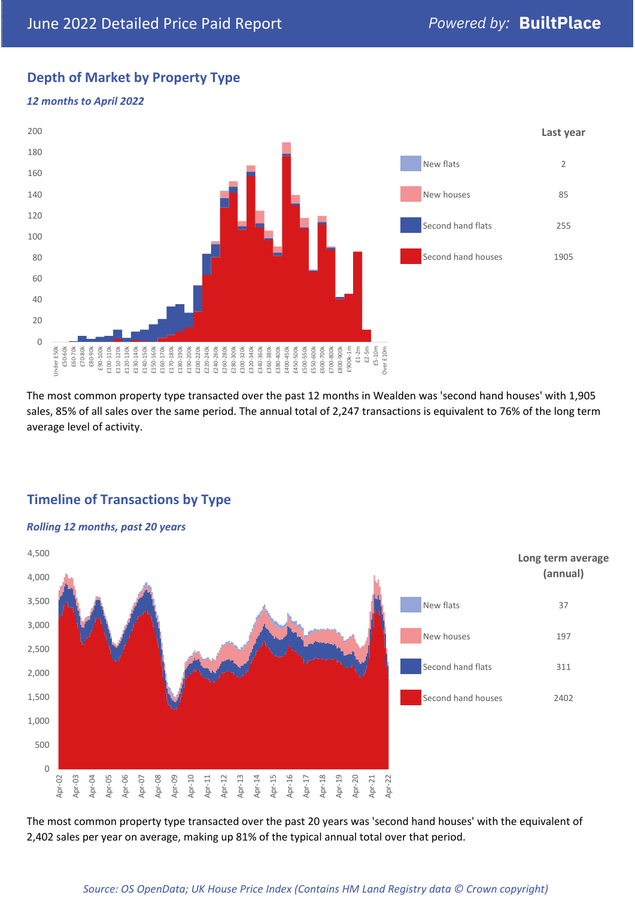June 2022 Detailed Price Paid Report

Powered by: **BuiltPlace**

## Depth of Market by Property Type

*12 months to April 2022*

200
180
160
140
120
100
80
60
40
20
0

Under £50k, £50-60k, £60-70k, £70-80k, £80-90k, £90-100k, £100-110k, £110-120k, £120-130k, £130-140k, £140-150k, £150-160k, £160-170k, £170-180k, £180-190k, £190-200k, £200-220k, £220-240k, £240-260k, £260-280k, £280-300k, £300-320k, £320-340k, £340-360k, £360-380k, £380-400k, £400-450k, £450-500k, £500-550k, £550-600k, £600-700k, £700-800k, £800-900k, £900k-1m, £1-2m, £2-5m, £5-10m, Over £10m

Last year

New flats 2

New houses 85

Second hand flats 255

Second hand houses 1905

The most common property type transacted over the past 12 months in Wealden was 'second hand houses' with 1,905 sales, 85% of all sales over the same period. The annual total of 2,247 transactions is equivalent to 76% of the long term average level of activity.

## Timeline of Transactions by Type

*Rolling 12 months, past 20 years*

4,500
4,000
3,500
3,000
2,500
2,000
1,500
1,000
500
0

Apr-02, Apr-03, Apr-04, Apr-05, Apr-06, Apr-07, Apr-08, Apr-09, Apr-10, Apr-11, Apr-12, Apr-13, Apr-14, Apr-15, Apr-16, Apr-17, Apr-18, Apr-19, Apr-20, Apr-21, Apr-22

Long term average (annual)

New flats 37

New houses 197

Second hand flats 311

Second hand houses 2402

The most common property type transacted over the past 20 years was 'second hand houses' with the equivalent of 2,402 sales per year on average, making up 81% of the typical annual total over that period.

*Source: OS OpenData; UK House Price Index (Contains HM Land Registry data © Crown copyright)*